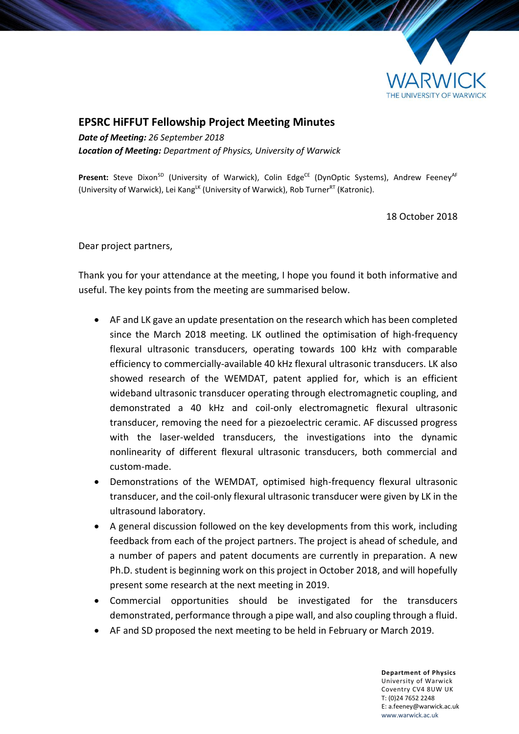# EPSRC HiFFUT Fellowship Project Meeting Minutes

***Date of Meeting:*** *26 September 2018*
***Location of Meeting:*** *Department of Physics, University of Warwick*

**Present:** Steve Dixon[SD] (University of Warwick), Colin Edge[CE] (DynOptic Systems), Andrew Feeney[AF] (University of Warwick), Lei Kang[LK] (University of Warwick), Rob Turner[RT] (Katronic).

18 October 2018

Dear project partners,

Thank you for your attendance at the meeting, I hope you found it both informative and useful. The key points from the meeting are summarised below.

- AF and LK gave an update presentation on the research which has been completed since the March 2018 meeting. LK outlined the optimisation of high-frequency flexural ultrasonic transducers, operating towards 100 kHz with comparable efficiency to commercially-available 40 kHz flexural ultrasonic transducers. LK also showed research of the WEMDAT, patent applied for, which is an efficient wideband ultrasonic transducer operating through electromagnetic coupling, and demonstrated a 40 kHz and coil-only electromagnetic flexural ultrasonic transducer, removing the need for a piezoelectric ceramic. AF discussed progress with the laser-welded transducers, the investigations into the dynamic nonlinearity of different flexural ultrasonic transducers, both commercial and custom-made.
- Demonstrations of the WEMDAT, optimised high-frequency flexural ultrasonic transducer, and the coil-only flexural ultrasonic transducer were given by LK in the ultrasound laboratory.
- A general discussion followed on the key developments from this work, including feedback from each of the project partners. The project is ahead of schedule, and a number of papers and patent documents are currently in preparation. A new Ph.D. student is beginning work on this project in October 2018, and will hopefully present some research at the next meeting in 2019.
- Commercial opportunities should be investigated for the transducers demonstrated, performance through a pipe wall, and also coupling through a fluid.
- AF and SD proposed the next meeting to be held in February or March 2019.

**Department of Physics**
University of Warwick
Coventry CV4 8UW UK
T: (0)24 7652 2248
E: a.feeney@warwick.ac.uk
www.warwick.ac.uk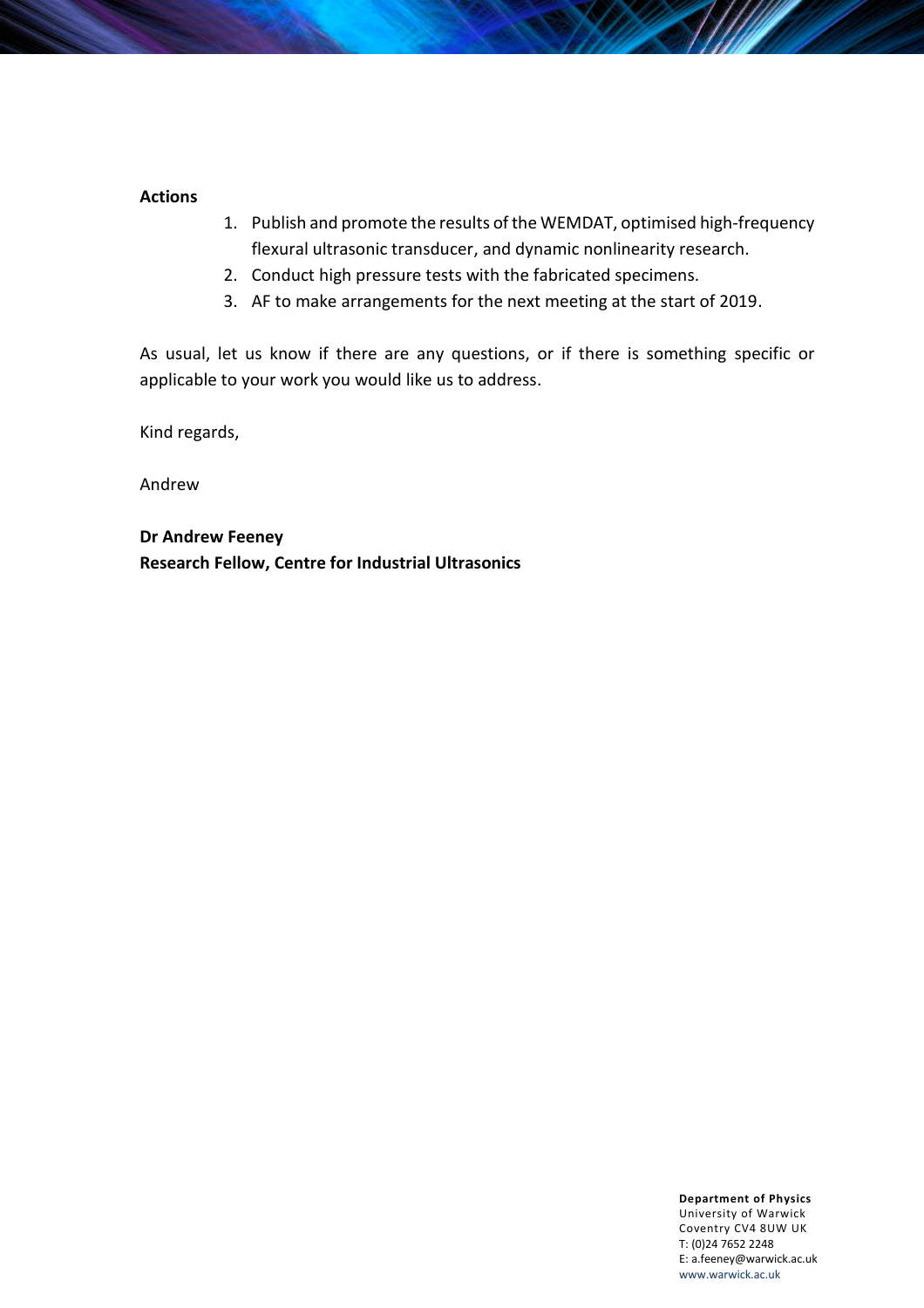**Actions**

1. Publish and promote the results of the WEMDAT, optimised high-frequency flexural ultrasonic transducer, and dynamic nonlinearity research.
2. Conduct high pressure tests with the fabricated specimens.
3. AF to make arrangements for the next meeting at the start of 2019.

As usual, let us know if there are any questions, or if there is something specific or applicable to your work you would like us to address.

Kind regards,

Andrew

**Dr Andrew Feeney**
**Research Fellow, Centre for Industrial Ultrasonics**

**Department of Physics**
University of Warwick
Coventry CV4 8UW UK
T: (0)24 7652 2248
E: a.feeney@warwick.ac.uk
www.warwick.ac.uk